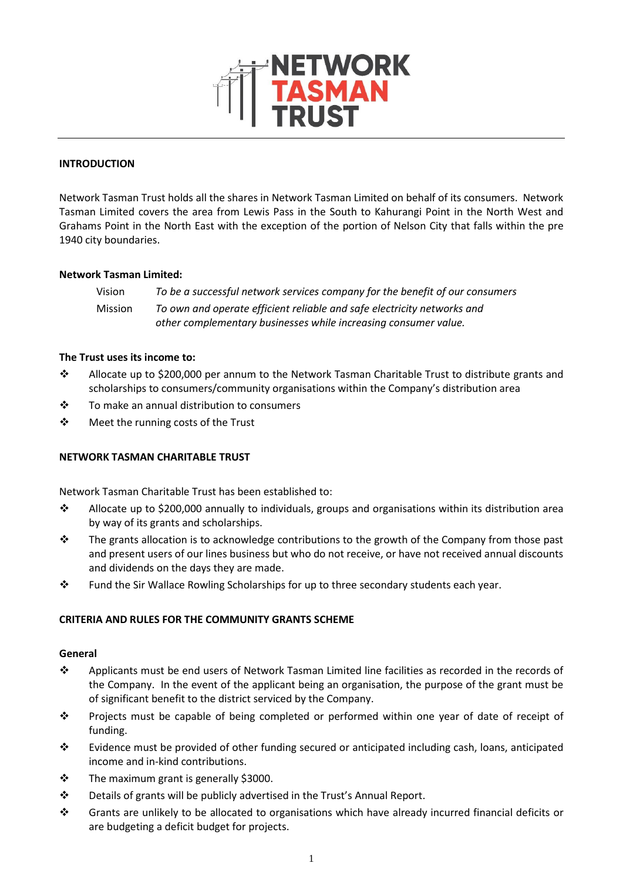# NETWORK TASMAN TRUST

## INTRODUCTION

Network Tasman Trust holds all the shares in Network Tasman Limited on behalf of its consumers. Network Tasman Limited covers the area from Lewis Pass in the South to Kahurangi Point in the North West and Grahams Point in the North East with the exception of the portion of Nelson City that falls within the pre 1940 city boundaries.

**Network Tasman Limited:**

Vision *To be a successful network services company for the benefit of our consumers*

Mission *To own and operate efficient reliable and safe electricity networks and other complementary businesses while increasing consumer value.*

**The Trust uses its income to:**

- Allocate up to $200,000 per annum to the Network Tasman Charitable Trust to distribute grants and scholarships to consumers/community organisations within the Company's distribution area
- To make an annual distribution to consumers
- Meet the running costs of the Trust

## NETWORK TASMAN CHARITABLE TRUST

Network Tasman Charitable Trust has been established to:

- Allocate up to $200,000 annually to individuals, groups and organisations within its distribution area by way of its grants and scholarships.
- The grants allocation is to acknowledge contributions to the growth of the Company from those past and present users of our lines business but who do not receive, or have not received annual discounts and dividends on the days they are made.
- Fund the Sir Wallace Rowling Scholarships for up to three secondary students each year.

## CRITERIA AND RULES FOR THE COMMUNITY GRANTS SCHEME

### General

- Applicants must be end users of Network Tasman Limited line facilities as recorded in the records of the Company. In the event of the applicant being an organisation, the purpose of the grant must be of significant benefit to the district serviced by the Company.
- Projects must be capable of being completed or performed within one year of date of receipt of funding.
- Evidence must be provided of other funding secured or anticipated including cash, loans, anticipated income and in-kind contributions.
- The maximum grant is generally $3000.
- Details of grants will be publicly advertised in the Trust's Annual Report.
- Grants are unlikely to be allocated to organisations which have already incurred financial deficits or are budgeting a deficit budget for projects.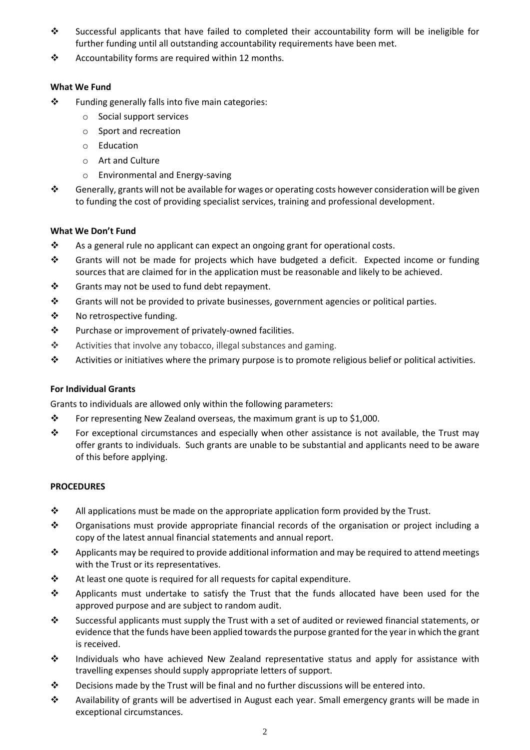- Successful applicants that have failed to completed their accountability form will be ineligible for further funding until all outstanding accountability requirements have been met.
- Accountability forms are required within 12 months.

**What We Fund**

- Funding generally falls into five main categories:
  - Social support services
  - Sport and recreation
  - Education
  - Art and Culture
  - Environmental and Energy-saving
- Generally, grants will not be available for wages or operating costs however consideration will be given to funding the cost of providing specialist services, training and professional development.

**What We Don't Fund**

- As a general rule no applicant can expect an ongoing grant for operational costs.
- Grants will not be made for projects which have budgeted a deficit. Expected income or funding sources that are claimed for in the application must be reasonable and likely to be achieved.
- Grants may not be used to fund debt repayment.
- Grants will not be provided to private businesses, government agencies or political parties.
- No retrospective funding.
- Purchase or improvement of privately-owned facilities.
- Activities that involve any tobacco, illegal substances and gaming.
- Activities or initiatives where the primary purpose is to promote religious belief or political activities.

**For Individual Grants**

Grants to individuals are allowed only within the following parameters:

- For representing New Zealand overseas, the maximum grant is up to $1,000.
- For exceptional circumstances and especially when other assistance is not available, the Trust may offer grants to individuals. Such grants are unable to be substantial and applicants need to be aware of this before applying.

**PROCEDURES**

- All applications must be made on the appropriate application form provided by the Trust.
- Organisations must provide appropriate financial records of the organisation or project including a copy of the latest annual financial statements and annual report.
- Applicants may be required to provide additional information and may be required to attend meetings with the Trust or its representatives.
- At least one quote is required for all requests for capital expenditure.
- Applicants must undertake to satisfy the Trust that the funds allocated have been used for the approved purpose and are subject to random audit.
- Successful applicants must supply the Trust with a set of audited or reviewed financial statements, or evidence that the funds have been applied towards the purpose granted for the year in which the grant is received.
- Individuals who have achieved New Zealand representative status and apply for assistance with travelling expenses should supply appropriate letters of support.
- Decisions made by the Trust will be final and no further discussions will be entered into.
- Availability of grants will be advertised in August each year. Small emergency grants will be made in exceptional circumstances.